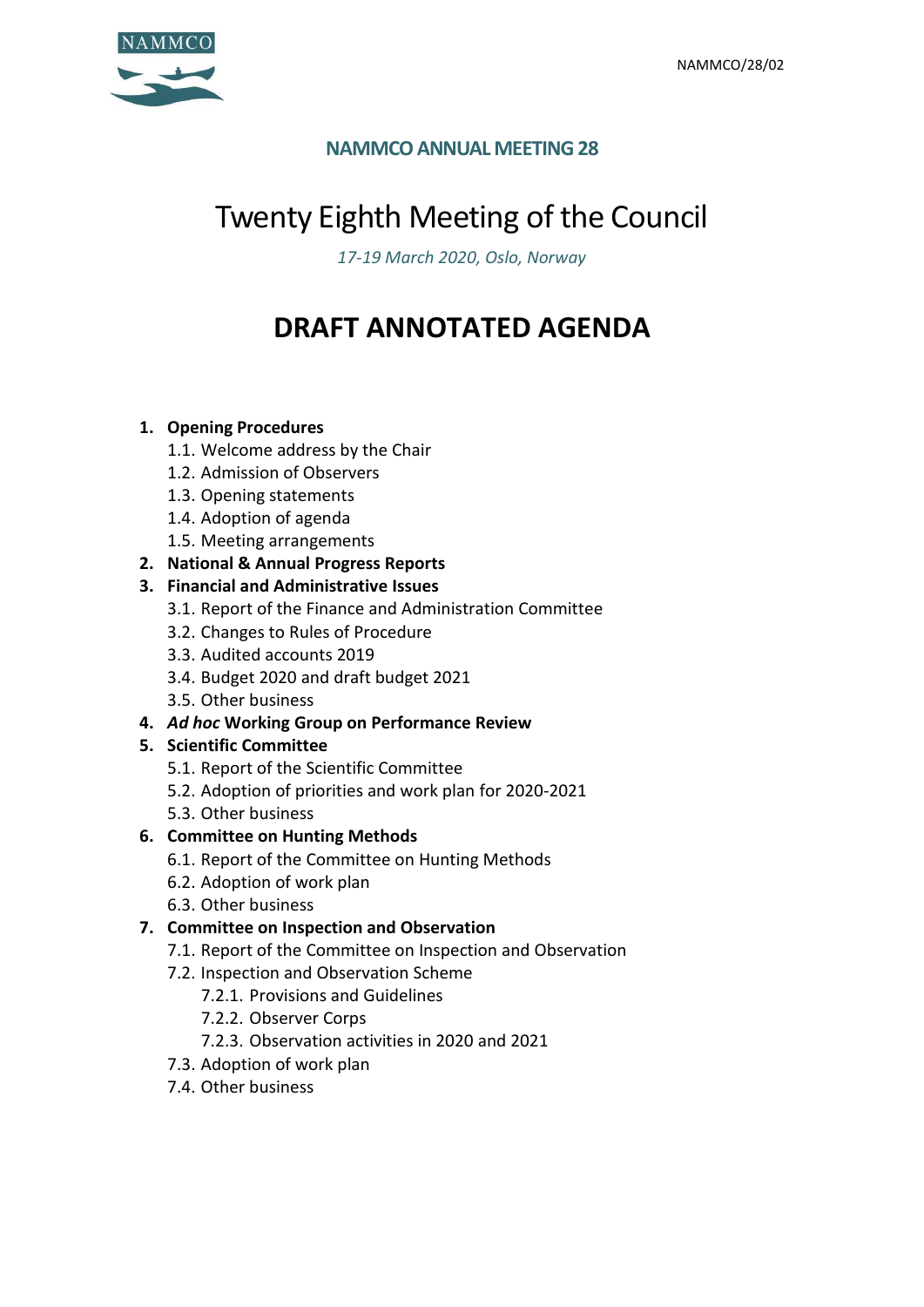NAMMCO/28/02

**NAMMCO ANNUAL MEETING 28**

# Twenty Eighth Meeting of the Council

*17-19 March 2020, Oslo, Norway*

# DRAFT ANNOTATED AGENDA

1. **Opening Procedures**
   1.1. Welcome address by the Chair
   1.2. Admission of Observers
   1.3. Opening statements
   1.4. Adoption of agenda
   1.5. Meeting arrangements
2. **National & Annual Progress Reports**
3. **Financial and Administrative Issues**
   3.1. Report of the Finance and Administration Committee
   3.2. Changes to Rules of Procedure
   3.3. Audited accounts 2019
   3.4. Budget 2020 and draft budget 2021
   3.5. Other business
4. ***Ad hoc* Working Group on Performance Review**
5. **Scientific Committee**
   5.1. Report of the Scientific Committee
   5.2. Adoption of priorities and work plan for 2020-2021
   5.3. Other business
6. **Committee on Hunting Methods**
   6.1. Report of the Committee on Hunting Methods
   6.2. Adoption of work plan
   6.3. Other business
7. **Committee on Inspection and Observation**
   7.1. Report of the Committee on Inspection and Observation
   7.2. Inspection and Observation Scheme
      7.2.1. Provisions and Guidelines
      7.2.2. Observer Corps
      7.2.3. Observation activities in 2020 and 2021
   7.3. Adoption of work plan
   7.4. Other business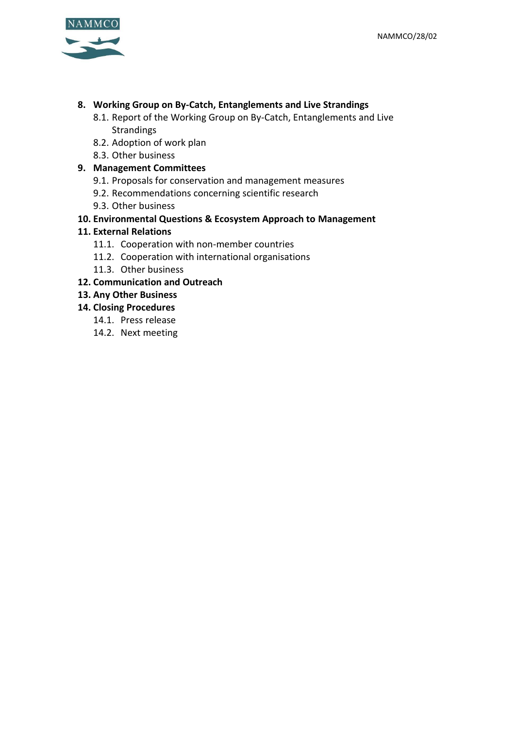8. **Working Group on By-Catch, Entanglements and Live Strandings**
    - 8.1. Report of the Working Group on By-Catch, Entanglements and Live Strandings
    - 8.2. Adoption of work plan
    - 8.3. Other business
9. **Management Committees**
    - 9.1. Proposals for conservation and management measures
    - 9.2. Recommendations concerning scientific research
    - 9.3. Other business
10. **Environmental Questions & Ecosystem Approach to Management**
11. **External Relations**
    - 11.1. Cooperation with non-member countries
    - 11.2. Cooperation with international organisations
    - 11.3. Other business
12. **Communication and Outreach**
13. **Any Other Business**
14. **Closing Procedures**
    - 14.1. Press release
    - 14.2. Next meeting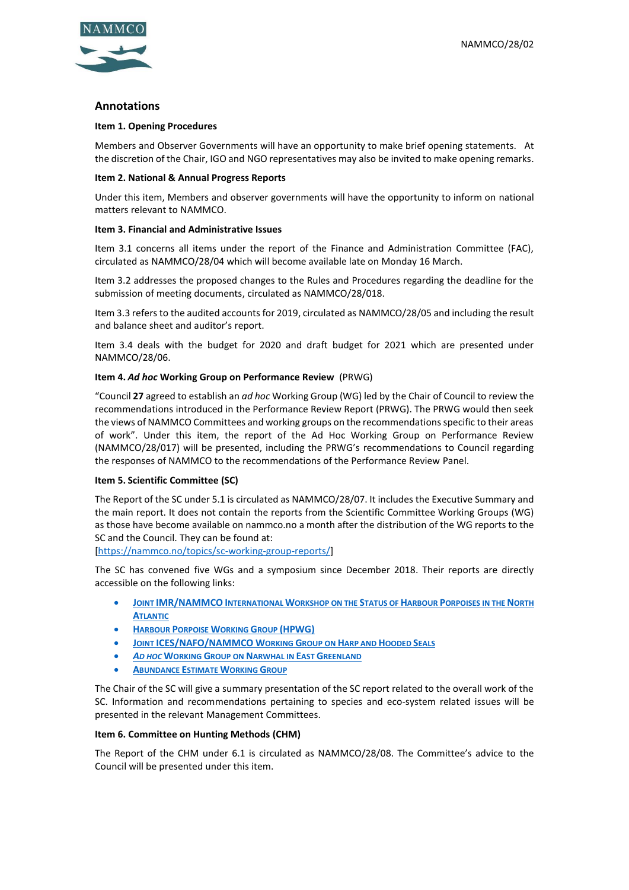## Annotations

**Item 1. Opening Procedures**

Members and Observer Governments will have an opportunity to make brief opening statements. At the discretion of the Chair, IGO and NGO representatives may also be invited to make opening remarks.

**Item 2. National & Annual Progress Reports**

Under this item, Members and observer governments will have the opportunity to inform on national matters relevant to NAMMCO.

**Item 3. Financial and Administrative Issues**

Item 3.1 concerns all items under the report of the Finance and Administration Committee (FAC), circulated as NAMMCO/28/04 which will become available late on Monday 16 March.

Item 3.2 addresses the proposed changes to the Rules and Procedures regarding the deadline for the submission of meeting documents, circulated as NAMMCO/28/018.

Item 3.3 refers to the audited accounts for 2019, circulated as NAMMCO/28/05 and including the result and balance sheet and auditor's report.

Item 3.4 deals with the budget for 2020 and draft budget for 2021 which are presented under NAMMCO/28/06.

**Item 4. *Ad hoc* Working Group on Performance Review** (PRWG)

"Council **27** agreed to establish an *ad hoc* Working Group (WG) led by the Chair of Council to review the recommendations introduced in the Performance Review Report (PRWG). The PRWG would then seek the views of NAMMCO Committees and working groups on the recommendations specific to their areas of work". Under this item, the report of the Ad Hoc Working Group on Performance Review (NAMMCO/28/017) will be presented, including the PRWG's recommendations to Council regarding the responses of NAMMCO to the recommendations of the Performance Review Panel.

**Item 5. Scientific Committee (SC)**

The Report of the SC under 5.1 is circulated as NAMMCO/28/07. It includes the Executive Summary and the main report. It does not contain the reports from the Scientific Committee Working Groups (WG) as those have become available on nammco.no a month after the distribution of the WG reports to the SC and the Council. They can be found at:
[https://nammco.no/topics/sc-working-group-reports/]

The SC has convened five WGs and a symposium since December 2018. Their reports are directly accessible on the following links:

- Joint IMR/NAMMCO International Workshop on the Status of Harbour Porpoises in the North Atlantic
- Harbour Porpoise Working Group (HPWG)
- Joint ICES/NAFO/NAMMCO Working Group on Harp and Hooded Seals
- *Ad hoc* Working Group on Narwhal in East Greenland
- Abundance Estimate Working Group

The Chair of the SC will give a summary presentation of the SC report related to the overall work of the SC. Information and recommendations pertaining to species and eco-system related issues will be presented in the relevant Management Committees.

**Item 6. Committee on Hunting Methods (CHM)**

The Report of the CHM under 6.1 is circulated as NAMMCO/28/08. The Committee's advice to the Council will be presented under this item.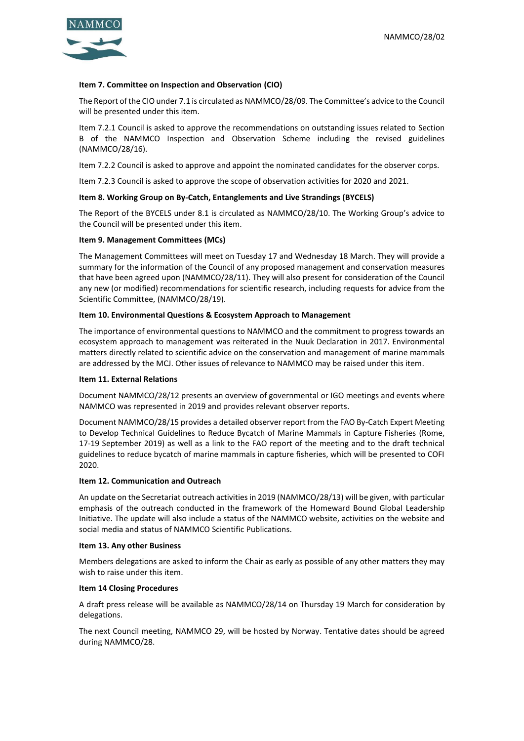**Item 7. Committee on Inspection and Observation (CIO)**

The Report of the CIO under 7.1 is circulated as NAMMCO/28/09. The Committee's advice to the Council will be presented under this item.

Item 7.2.1 Council is asked to approve the recommendations on outstanding issues related to Section B of the NAMMCO Inspection and Observation Scheme including the revised guidelines (NAMMCO/28/16).

Item 7.2.2 Council is asked to approve and appoint the nominated candidates for the observer corps.

Item 7.2.3 Council is asked to approve the scope of observation activities for 2020 and 2021.

**Item 8. Working Group on By-Catch, Entanglements and Live Strandings (BYCELS)**

The Report of the BYCELS under 8.1 is circulated as NAMMCO/28/10. The Working Group's advice to the Council will be presented under this item.

**Item 9. Management Committees (MCs)**

The Management Committees will meet on Tuesday 17 and Wednesday 18 March. They will provide a summary for the information of the Council of any proposed management and conservation measures that have been agreed upon (NAMMCO/28/11). They will also present for consideration of the Council any new (or modified) recommendations for scientific research, including requests for advice from the Scientific Committee, (NAMMCO/28/19).

**Item 10. Environmental Questions & Ecosystem Approach to Management**

The importance of environmental questions to NAMMCO and the commitment to progress towards an ecosystem approach to management was reiterated in the Nuuk Declaration in 2017. Environmental matters directly related to scientific advice on the conservation and management of marine mammals are addressed by the MCJ. Other issues of relevance to NAMMCO may be raised under this item.

**Item 11. External Relations**

Document NAMMCO/28/12 presents an overview of governmental or IGO meetings and events where NAMMCO was represented in 2019 and provides relevant observer reports.

Document NAMMCO/28/15 provides a detailed observer report from the FAO By-Catch Expert Meeting to Develop Technical Guidelines to Reduce Bycatch of Marine Mammals in Capture Fisheries (Rome, 17-19 September 2019) as well as a link to the FAO report of the meeting and to the draft technical guidelines to reduce bycatch of marine mammals in capture fisheries, which will be presented to COFI 2020.

**Item 12. Communication and Outreach**

An update on the Secretariat outreach activities in 2019 (NAMMCO/28/13) will be given, with particular emphasis of the outreach conducted in the framework of the Homeward Bound Global Leadership Initiative. The update will also include a status of the NAMMCO website, activities on the website and social media and status of NAMMCO Scientific Publications.

**Item 13. Any other Business**

Members delegations are asked to inform the Chair as early as possible of any other matters they may wish to raise under this item.

**Item 14 Closing Procedures**

A draft press release will be available as NAMMCO/28/14 on Thursday 19 March for consideration by delegations.

The next Council meeting, NAMMCO 29, will be hosted by Norway. Tentative dates should be agreed during NAMMCO/28.